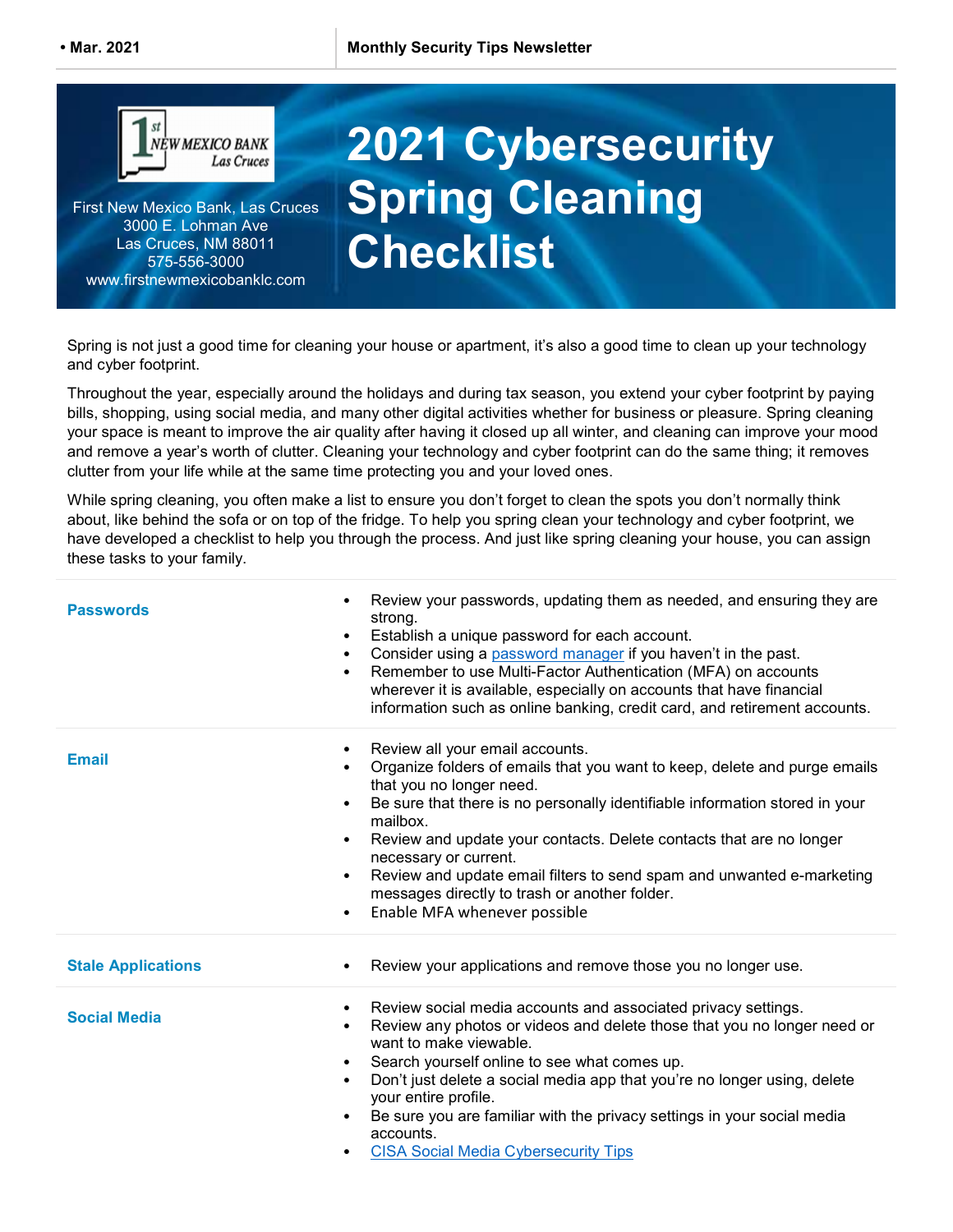First New Mexico Bank, Las Cruces
3000 E. Lohman Ave
Las Cruces, NM 88011
575-556-3000
www.firstnewmexicobanklc.com

# 2021 Cybersecurity Spring Cleaning Checklist

Spring is not just a good time for cleaning your house or apartment, it's also a good time to clean up your technology and cyber footprint.

Throughout the year, especially around the holidays and during tax season, you extend your cyber footprint by paying bills, shopping, using social media, and many other digital activities whether for business or pleasure. Spring cleaning your space is meant to improve the air quality after having it closed up all winter, and cleaning can improve your mood and remove a year's worth of clutter. Cleaning your technology and cyber footprint can do the same thing; it removes clutter from your life while at the same time protecting you and your loved ones.

While spring cleaning, you often make a list to ensure you don't forget to clean the spots you don't normally think about, like behind the sofa or on top of the fridge. To help you spring clean your technology and cyber footprint, we have developed a checklist to help you through the process. And just like spring cleaning your house, you can assign these tasks to your family.

### Passwords

- Review your passwords, updating them as needed, and ensuring they are strong.
- Establish a unique password for each account.
- Consider using a password manager if you haven't in the past.
- Remember to use Multi-Factor Authentication (MFA) on accounts wherever it is available, especially on accounts that have financial information such as online banking, credit card, and retirement accounts.

### Email

- Review all your email accounts.
- Organize folders of emails that you want to keep, delete and purge emails that you no longer need.
- Be sure that there is no personally identifiable information stored in your mailbox.
- Review and update your contacts. Delete contacts that are no longer necessary or current.
- Review and update email filters to send spam and unwanted e-marketing messages directly to trash or another folder.
- Enable MFA whenever possible

### Stale Applications

- Review your applications and remove those you no longer use.

### Social Media

- Review social media accounts and associated privacy settings.
- Review any photos or videos and delete those that you no longer need or want to make viewable.
- Search yourself online to see what comes up.
- Don't just delete a social media app that you're no longer using, delete your entire profile.
- Be sure you are familiar with the privacy settings in your social media accounts.
- CISA Social Media Cybersecurity Tips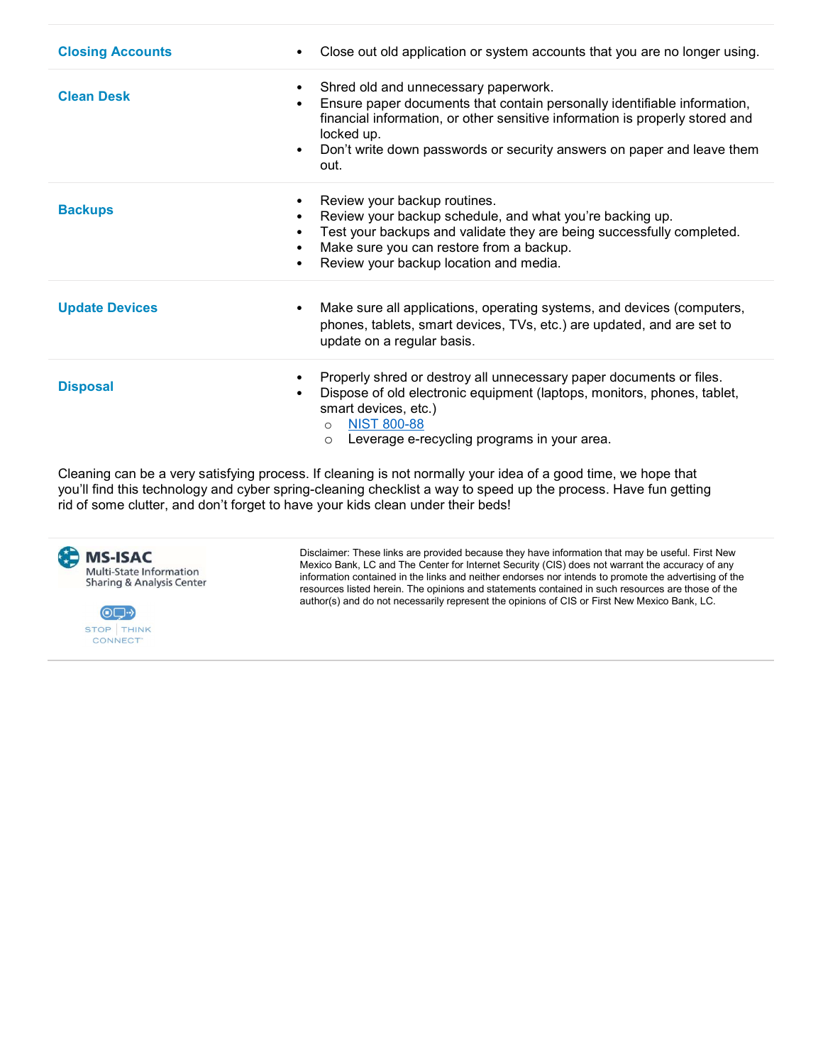| | |
|---|---|
| **Closing Accounts** | • Close out old application or system accounts that you are no longer using. |
| **Clean Desk** | • Shred old and unnecessary paperwork.<br>• Ensure paper documents that contain personally identifiable information, financial information, or other sensitive information is properly stored and locked up.<br>• Don't write down passwords or security answers on paper and leave them out. |
| **Backups** | • Review your backup routines.<br>• Review your backup schedule, and what you're backing up.<br>• Test your backups and validate they are being successfully completed.<br>• Make sure you can restore from a backup.<br>• Review your backup location and media. |
| **Update Devices** | • Make sure all applications, operating systems, and devices (computers, phones, tablets, smart devices, TVs, etc.) are updated, and are set to update on a regular basis. |
| **Disposal** | • Properly shred or destroy all unnecessary paper documents or files.<br>• Dispose of old electronic equipment (laptops, monitors, phones, tablet, smart devices, etc.)<br>  ○ NIST 800-88<br>  ○ Leverage e-recycling programs in your area. |

Cleaning can be a very satisfying process. If cleaning is not normally your idea of a good time, we hope that you'll find this technology and cyber spring-cleaning checklist a way to speed up the process. Have fun getting rid of some clutter, and don't forget to have your kids clean under their beds!

MS-ISAC
Multi-State Information Sharing & Analysis Center

STOP | THINK CONNECT

Disclaimer: These links are provided because they have information that may be useful. First New Mexico Bank, LC and The Center for Internet Security (CIS) does not warrant the accuracy of any information contained in the links and neither endorses nor intends to promote the advertising of the resources listed herein. The opinions and statements contained in such resources are those of the author(s) and do not necessarily represent the opinions of CIS or First New Mexico Bank, LC.